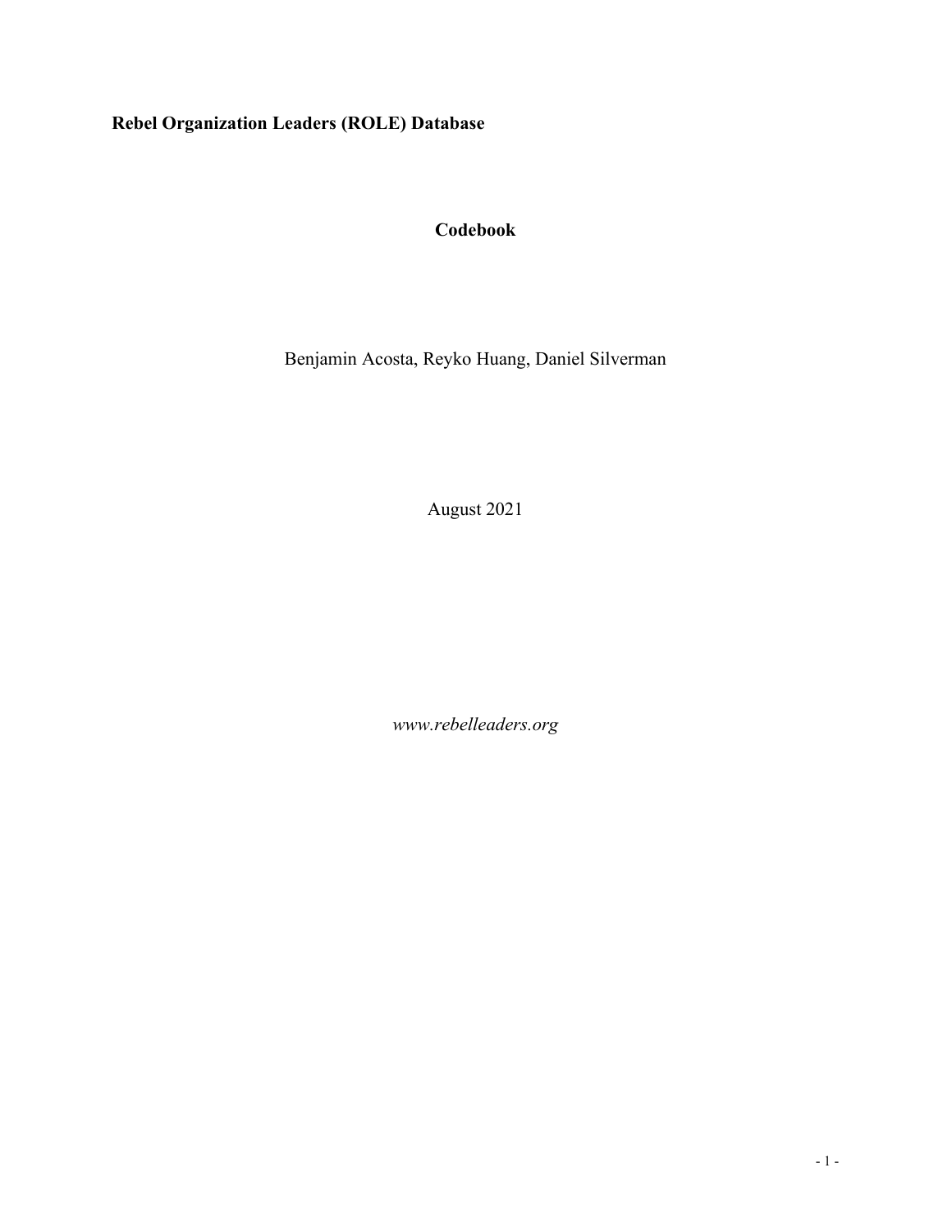**Rebel Organization Leaders (ROLE) Database**

**Codebook**

Benjamin Acosta, Reyko Huang, Daniel Silverman

August 2021

*www.rebelleaders.org*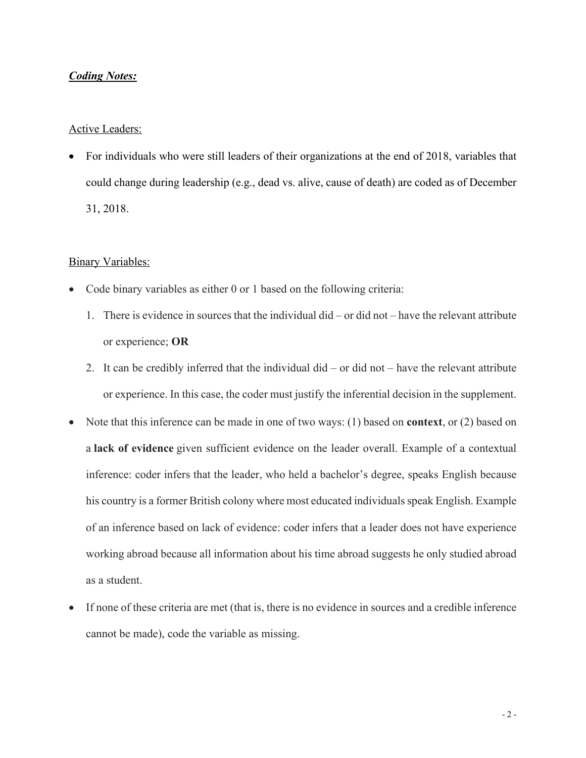***Coding Notes:***

Active Leaders:

- For individuals who were still leaders of their organizations at the end of 2018, variables that could change during leadership (e.g., dead vs. alive, cause of death) are coded as of December 31, 2018.

Binary Variables:

- Code binary variables as either 0 or 1 based on the following criteria:
  1. There is evidence in sources that the individual did – or did not – have the relevant attribute or experience; **OR**
  2. It can be credibly inferred that the individual did – or did not – have the relevant attribute or experience. In this case, the coder must justify the inferential decision in the supplement.
- Note that this inference can be made in one of two ways: (1) based on **context**, or (2) based on a **lack of evidence** given sufficient evidence on the leader overall. Example of a contextual inference: coder infers that the leader, who held a bachelor's degree, speaks English because his country is a former British colony where most educated individuals speak English. Example of an inference based on lack of evidence: coder infers that a leader does not have experience working abroad because all information about his time abroad suggests he only studied abroad as a student.
- If none of these criteria are met (that is, there is no evidence in sources and a credible inference cannot be made), code the variable as missing.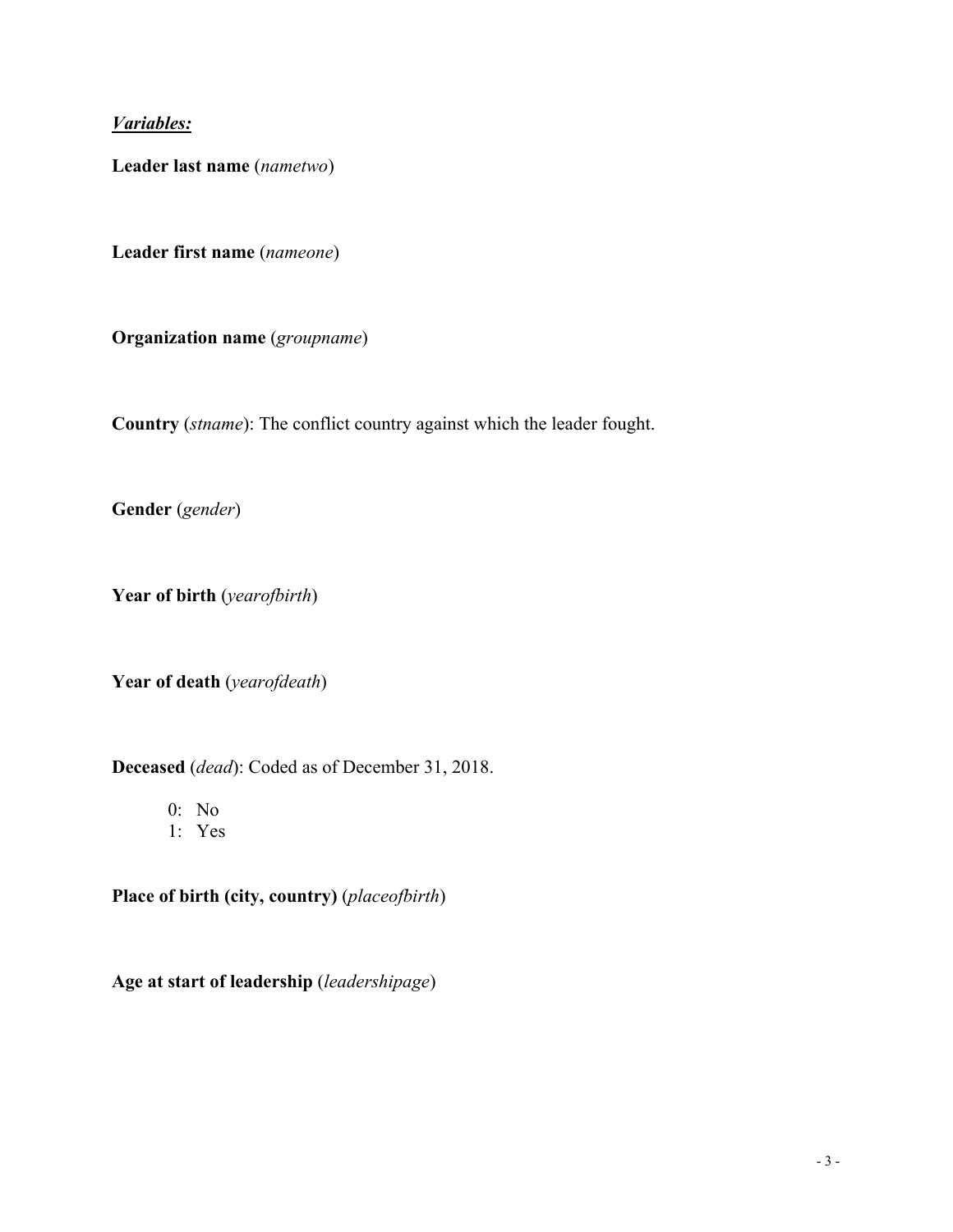***Variables:***

**Leader last name** (*nametwo*)

**Leader first name** (*nameone*)

**Organization name** (*groupname*)

**Country** (*stname*): The conflict country against which the leader fought.

**Gender** (*gender*)

**Year of birth** (*yearofbirth*)

**Year of death** (*yearofdeath*)

**Deceased** (*dead*): Coded as of December 31, 2018.

- 0: No
- 1: Yes

**Place of birth (city, country)** (*placeofbirth*)

**Age at start of leadership** (*leadershipage*)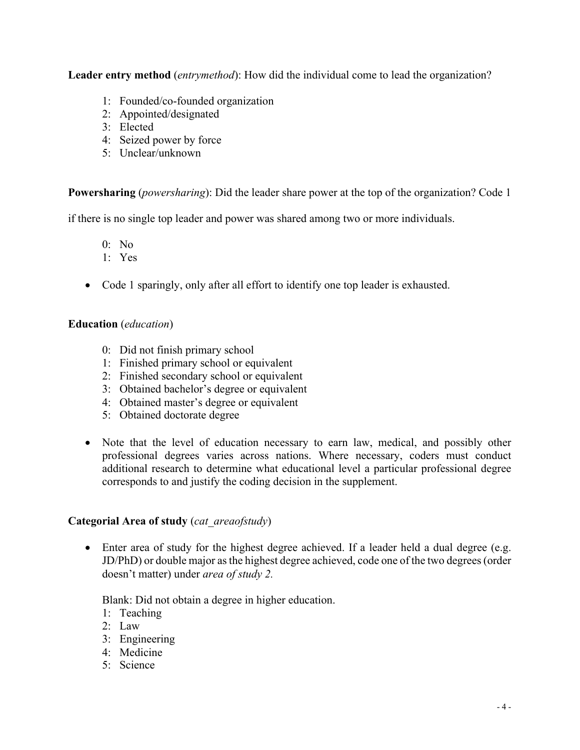**Leader entry method** (*entrymethod*): How did the individual come to lead the organization?

1: Founded/co-founded organization
2: Appointed/designated
3: Elected
4: Seized power by force
5: Unclear/unknown

**Powersharing** (*powersharing*): Did the leader share power at the top of the organization? Code 1 if there is no single top leader and power was shared among two or more individuals.

0: No
1: Yes

- Code 1 sparingly, only after all effort to identify one top leader is exhausted.

**Education** (*education*)

0: Did not finish primary school
1: Finished primary school or equivalent
2: Finished secondary school or equivalent
3: Obtained bachelor's degree or equivalent
4: Obtained master's degree or equivalent
5: Obtained doctorate degree

- Note that the level of education necessary to earn law, medical, and possibly other professional degrees varies across nations. Where necessary, coders must conduct additional research to determine what educational level a particular professional degree corresponds to and justify the coding decision in the supplement.

**Categorial Area of study** (*cat_areaofstudy*)

- Enter area of study for the highest degree achieved. If a leader held a dual degree (e.g. JD/PhD) or double major as the highest degree achieved, code one of the two degrees (order doesn't matter) under *area of study 2.*

  Blank: Did not obtain a degree in higher education.
  1: Teaching
  2: Law
  3: Engineering
  4: Medicine
  5: Science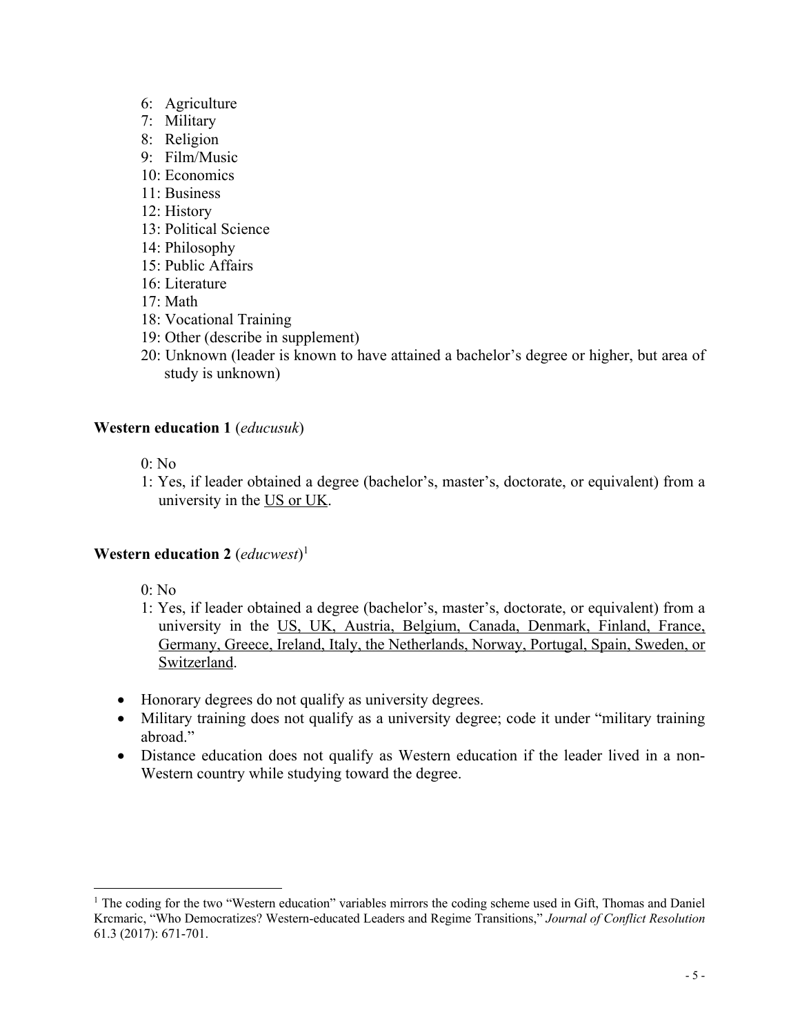6: Agriculture
7: Military
8: Religion
9: Film/Music
10: Economics
11: Business
12: History
13: Political Science
14: Philosophy
15: Public Affairs
16: Literature
17: Math
18: Vocational Training
19: Other (describe in supplement)
20: Unknown (leader is known to have attained a bachelor's degree or higher, but area of study is unknown)

**Western education 1** (*educusuk*)

0: No
1: Yes, if leader obtained a degree (bachelor's, master's, doctorate, or equivalent) from a university in the US or UK.

**Western education 2** (*educwest*)[1]

0: No
1: Yes, if leader obtained a degree (bachelor's, master's, doctorate, or equivalent) from a university in the US, UK, Austria, Belgium, Canada, Denmark, Finland, France, Germany, Greece, Ireland, Italy, the Netherlands, Norway, Portugal, Spain, Sweden, or Switzerland.

- Honorary degrees do not qualify as university degrees.
- Military training does not qualify as a university degree; code it under "military training abroad."
- Distance education does not qualify as Western education if the leader lived in a non-Western country while studying toward the degree.

[1] The coding for the two "Western education" variables mirrors the coding scheme used in Gift, Thomas and Daniel Krcmaric, "Who Democratizes? Western-educated Leaders and Regime Transitions," *Journal of Conflict Resolution* 61.3 (2017): 671-701.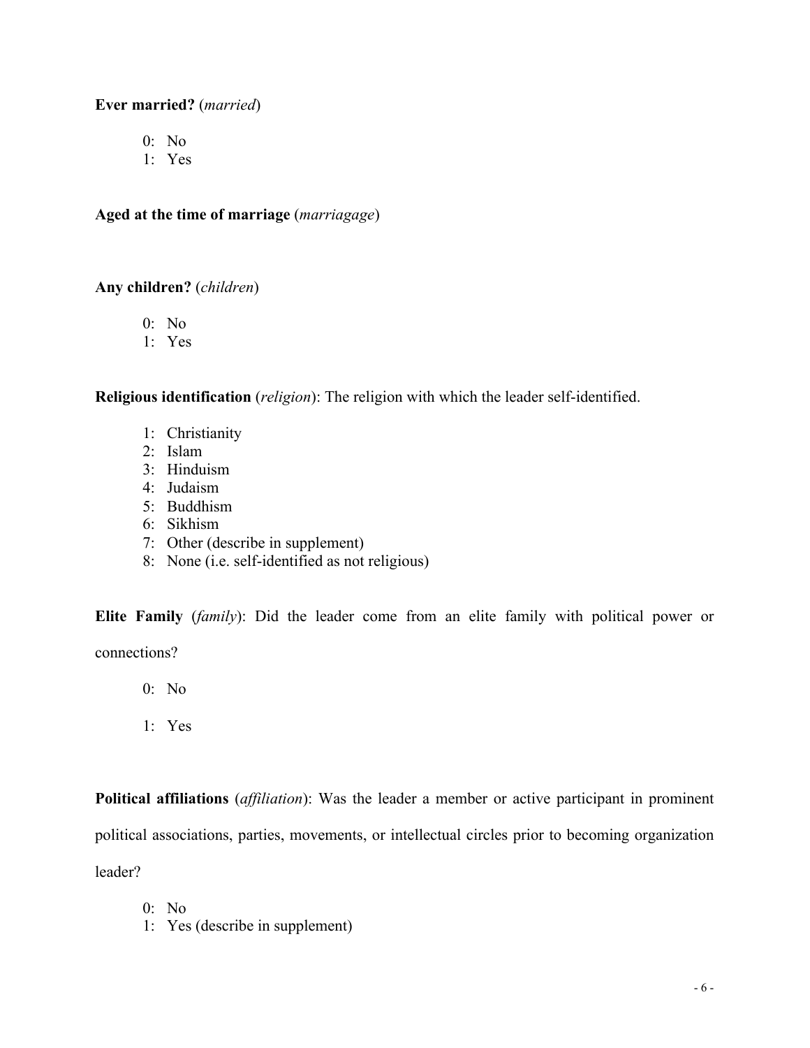**Ever married?** (*married*)

0: No
1: Yes

**Aged at the time of marriage** (*marriagage*)

**Any children?** (*children*)

0: No
1: Yes

**Religious identification** (*religion*): The religion with which the leader self-identified.

1: Christianity
2: Islam
3: Hinduism
4: Judaism
5: Buddhism
6: Sikhism
7: Other (describe in supplement)
8: None (i.e. self-identified as not religious)

**Elite Family** (*family*): Did the leader come from an elite family with political power or connections?

0: No

1: Yes

**Political affiliations** (*affiliation*): Was the leader a member or active participant in prominent political associations, parties, movements, or intellectual circles prior to becoming organization leader?

0: No
1: Yes (describe in supplement)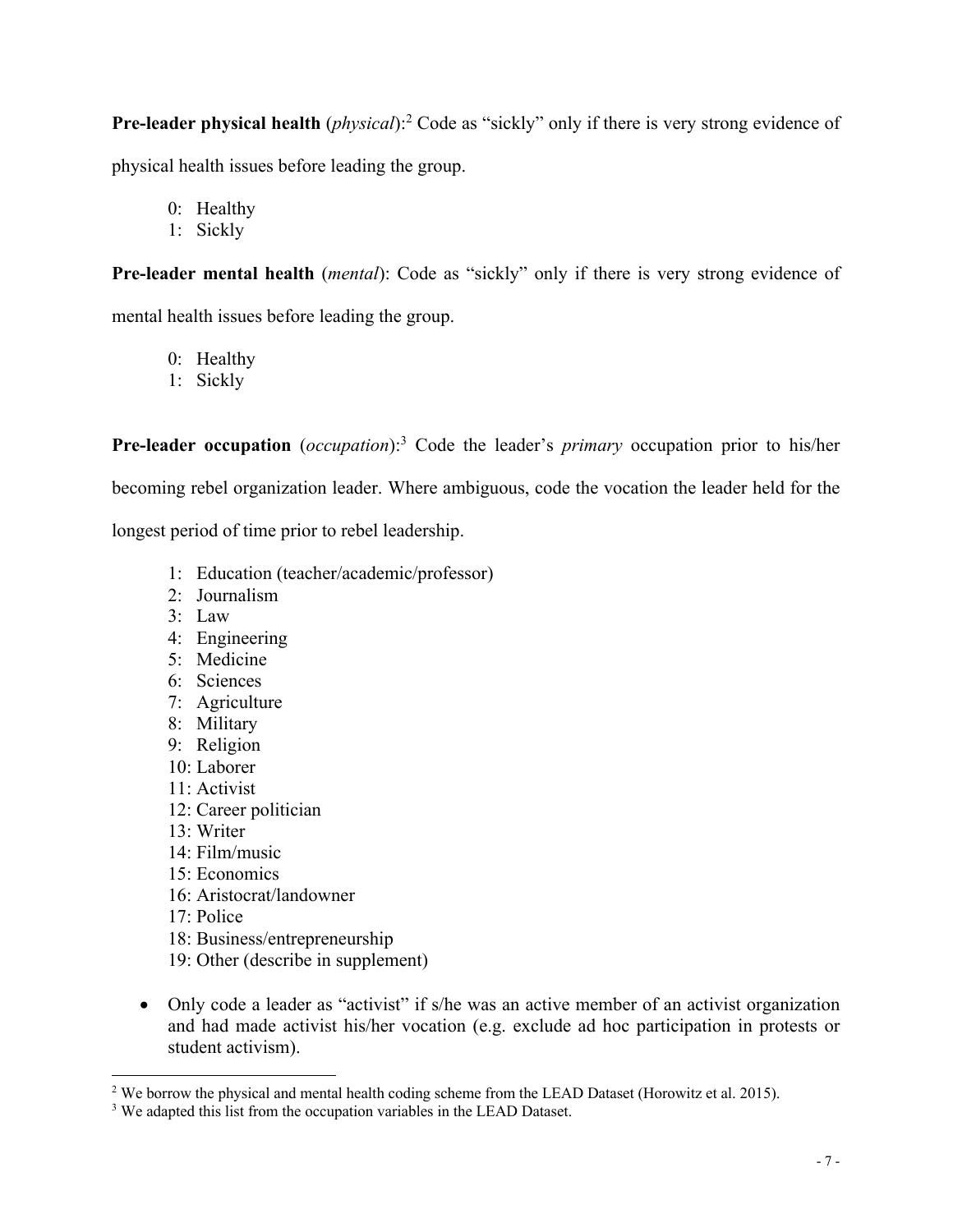**Pre-leader physical health** (*physical*):[2] Code as "sickly" only if there is very strong evidence of physical health issues before leading the group.

- 0: Healthy
- 1: Sickly

**Pre-leader mental health** (*mental*): Code as "sickly" only if there is very strong evidence of mental health issues before leading the group.

- 0: Healthy
- 1: Sickly

**Pre-leader occupation** (*occupation*):[3] Code the leader's *primary* occupation prior to his/her becoming rebel organization leader. Where ambiguous, code the vocation the leader held for the longest period of time prior to rebel leadership.

- 1: Education (teacher/academic/professor)
- 2: Journalism
- 3: Law
- 4: Engineering
- 5: Medicine
- 6: Sciences
- 7: Agriculture
- 8: Military
- 9: Religion
- 10: Laborer
- 11: Activist
- 12: Career politician
- 13: Writer
- 14: Film/music
- 15: Economics
- 16: Aristocrat/landowner
- 17: Police
- 18: Business/entrepreneurship
- 19: Other (describe in supplement)

- Only code a leader as "activist" if s/he was an active member of an activist organization and had made activist his/her vocation (e.g. exclude ad hoc participation in protests or student activism).

[2] We borrow the physical and mental health coding scheme from the LEAD Dataset (Horowitz et al. 2015).

[3] We adapted this list from the occupation variables in the LEAD Dataset.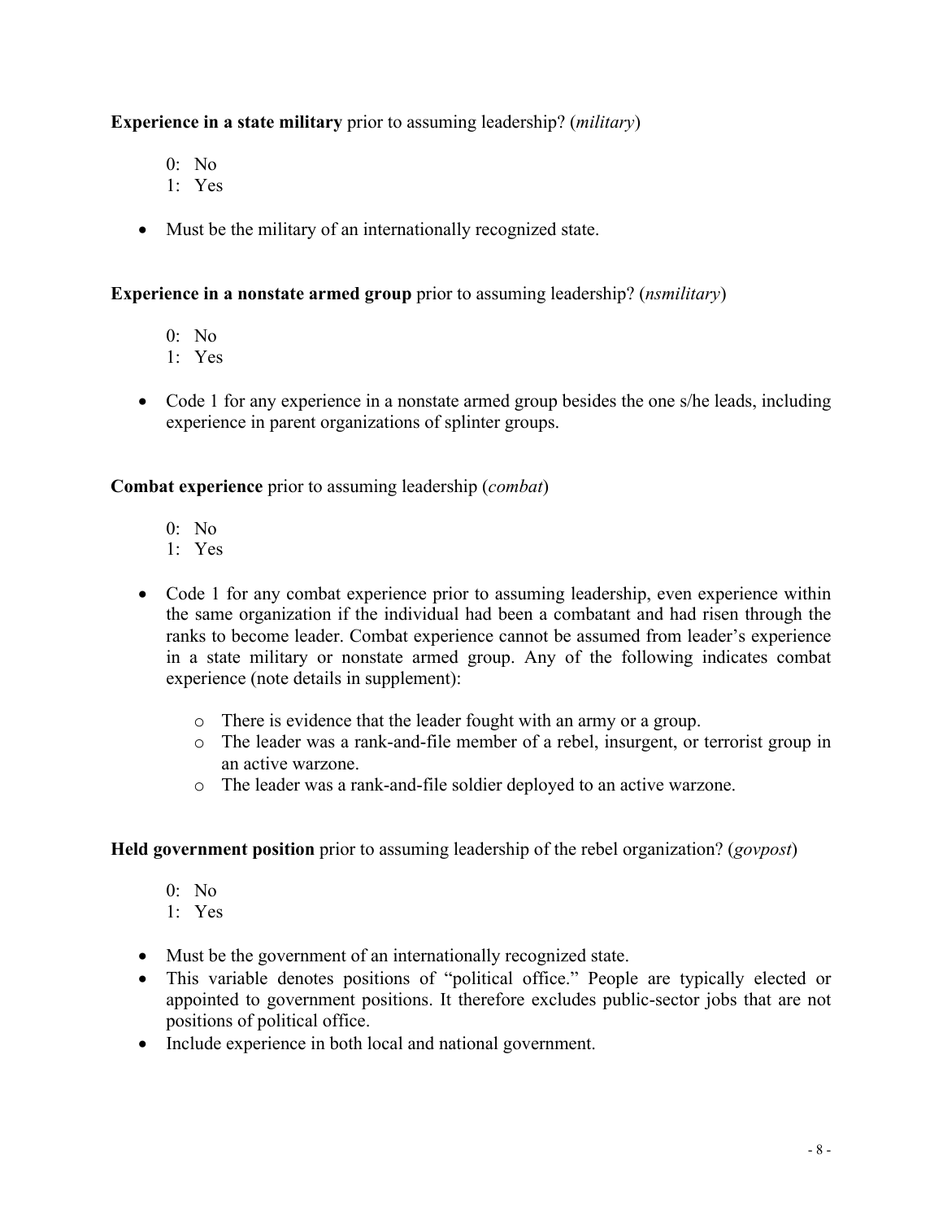**Experience in a state military** prior to assuming leadership? (*military*)

0: No
1: Yes

- Must be the military of an internationally recognized state.

**Experience in a nonstate armed group** prior to assuming leadership? (*nsmilitary*)

0: No
1: Yes

- Code 1 for any experience in a nonstate armed group besides the one s/he leads, including experience in parent organizations of splinter groups.

**Combat experience** prior to assuming leadership (*combat*)

0: No
1: Yes

- Code 1 for any combat experience prior to assuming leadership, even experience within the same organization if the individual had been a combatant and had risen through the ranks to become leader. Combat experience cannot be assumed from leader's experience in a state military or nonstate armed group. Any of the following indicates combat experience (note details in supplement):
    - There is evidence that the leader fought with an army or a group.
    - The leader was a rank-and-file member of a rebel, insurgent, or terrorist group in an active warzone.
    - The leader was a rank-and-file soldier deployed to an active warzone.

**Held government position** prior to assuming leadership of the rebel organization? (*govpost*)

0: No
1: Yes

- Must be the government of an internationally recognized state.
- This variable denotes positions of "political office." People are typically elected or appointed to government positions. It therefore excludes public-sector jobs that are not positions of political office.
- Include experience in both local and national government.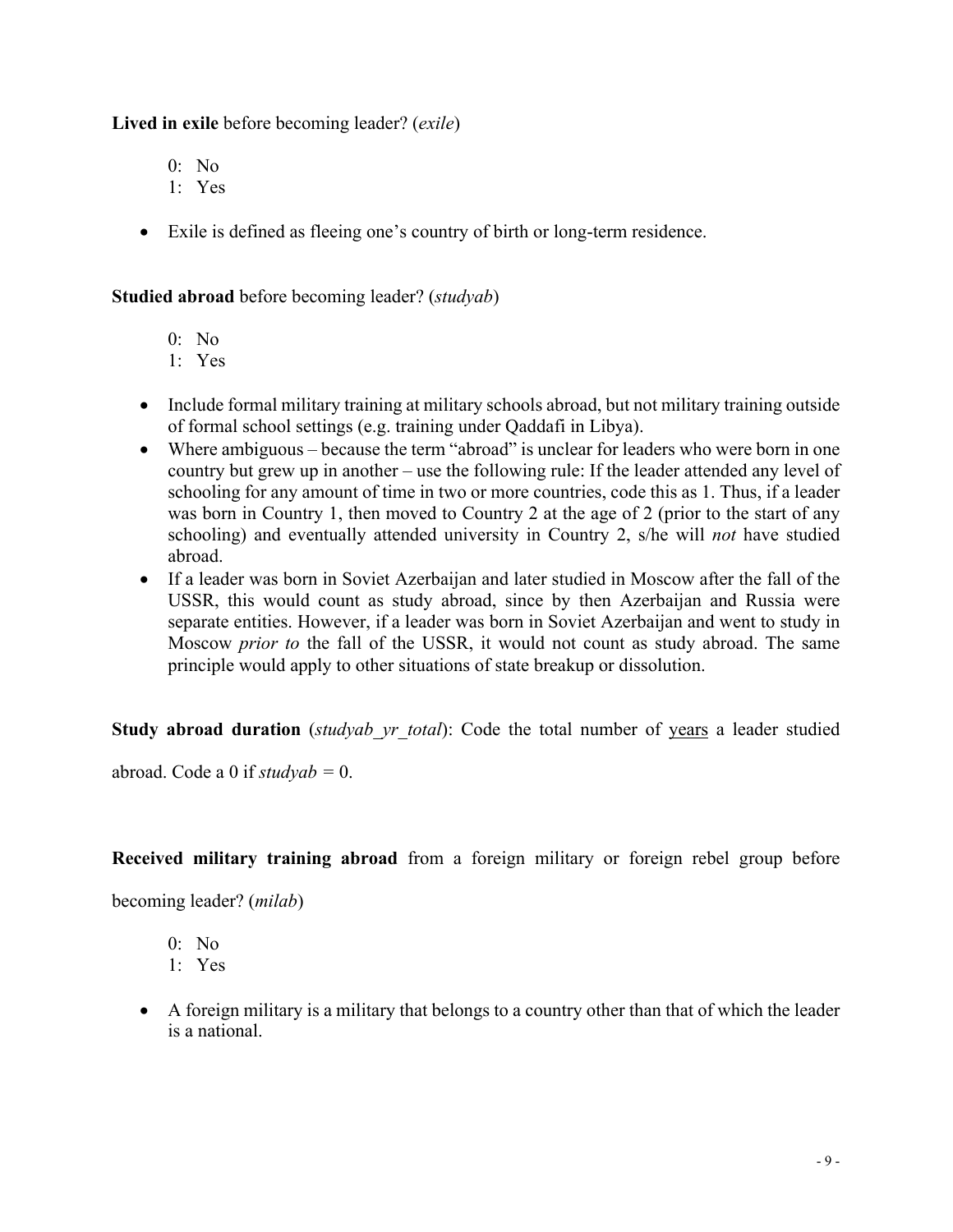**Lived in exile** before becoming leader? (*exile*)

0: No
1: Yes

- Exile is defined as fleeing one's country of birth or long-term residence.

**Studied abroad** before becoming leader? (*studyab*)

0: No
1: Yes

- Include formal military training at military schools abroad, but not military training outside of formal school settings (e.g. training under Qaddafi in Libya).
- Where ambiguous – because the term "abroad" is unclear for leaders who were born in one country but grew up in another – use the following rule: If the leader attended any level of schooling for any amount of time in two or more countries, code this as 1. Thus, if a leader was born in Country 1, then moved to Country 2 at the age of 2 (prior to the start of any schooling) and eventually attended university in Country 2, s/he will *not* have studied abroad.
- If a leader was born in Soviet Azerbaijan and later studied in Moscow after the fall of the USSR, this would count as study abroad, since by then Azerbaijan and Russia were separate entities. However, if a leader was born in Soviet Azerbaijan and went to study in Moscow *prior to* the fall of the USSR, it would not count as study abroad. The same principle would apply to other situations of state breakup or dissolution.

**Study abroad duration** (*studyab_yr_total*): Code the total number of <u>years</u> a leader studied abroad. Code a 0 if *studyab* = 0.

**Received military training abroad** from a foreign military or foreign rebel group before becoming leader? (*milab*)

0: No
1: Yes

- A foreign military is a military that belongs to a country other than that of which the leader is a national.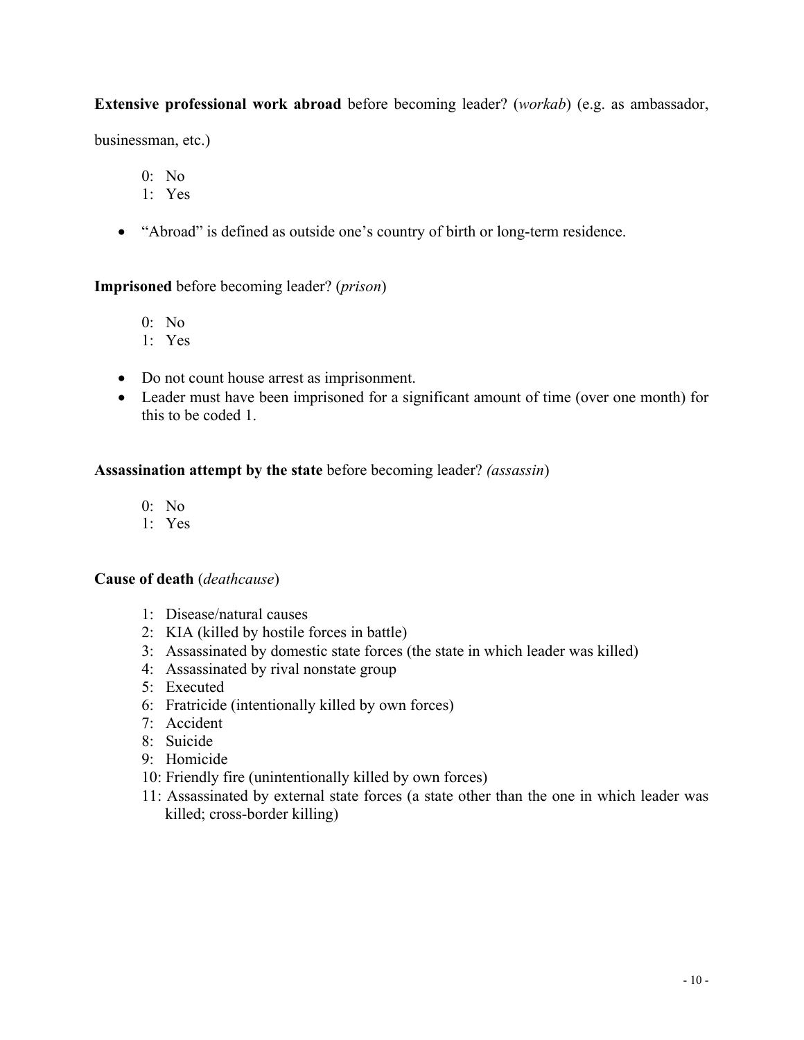**Extensive professional work abroad** before becoming leader? (*workab*) (e.g. as ambassador, businessman, etc.)

0: No
1: Yes

- "Abroad" is defined as outside one's country of birth or long-term residence.

**Imprisoned** before becoming leader? (*prison*)

0: No
1: Yes

- Do not count house arrest as imprisonment.
- Leader must have been imprisoned for a significant amount of time (over one month) for this to be coded 1.

**Assassination attempt by the state** before becoming leader? (*assassin*)

0: No
1: Yes

**Cause of death** (*deathcause*)

1: Disease/natural causes
2: KIA (killed by hostile forces in battle)
3: Assassinated by domestic state forces (the state in which leader was killed)
4: Assassinated by rival nonstate group
5: Executed
6: Fratricide (intentionally killed by own forces)
7: Accident
8: Suicide
9: Homicide
10: Friendly fire (unintentionally killed by own forces)
11: Assassinated by external state forces (a state other than the one in which leader was killed; cross-border killing)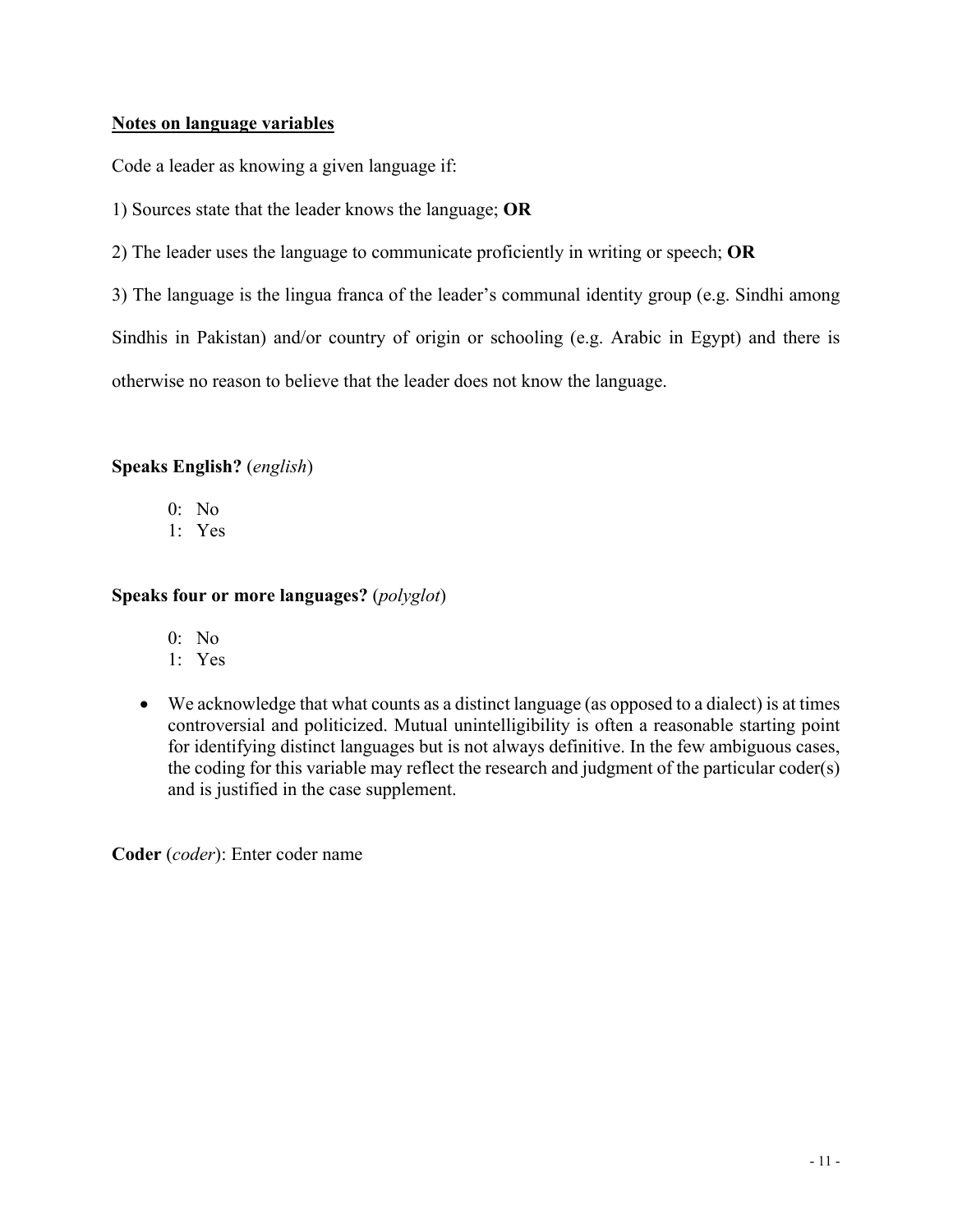**Notes on language variables**

Code a leader as knowing a given language if:

1) Sources state that the leader knows the language; **OR**

2) The leader uses the language to communicate proficiently in writing or speech; **OR**

3) The language is the lingua franca of the leader's communal identity group (e.g. Sindhi among Sindhis in Pakistan) and/or country of origin or schooling (e.g. Arabic in Egypt) and there is otherwise no reason to believe that the leader does not know the language.

**Speaks English?** (*english*)

0: No
1: Yes

**Speaks four or more languages?** (*polyglot*)

0: No
1: Yes

- We acknowledge that what counts as a distinct language (as opposed to a dialect) is at times controversial and politicized. Mutual unintelligibility is often a reasonable starting point for identifying distinct languages but is not always definitive. In the few ambiguous cases, the coding for this variable may reflect the research and judgment of the particular coder(s) and is justified in the case supplement.

**Coder** (*coder*): Enter coder name